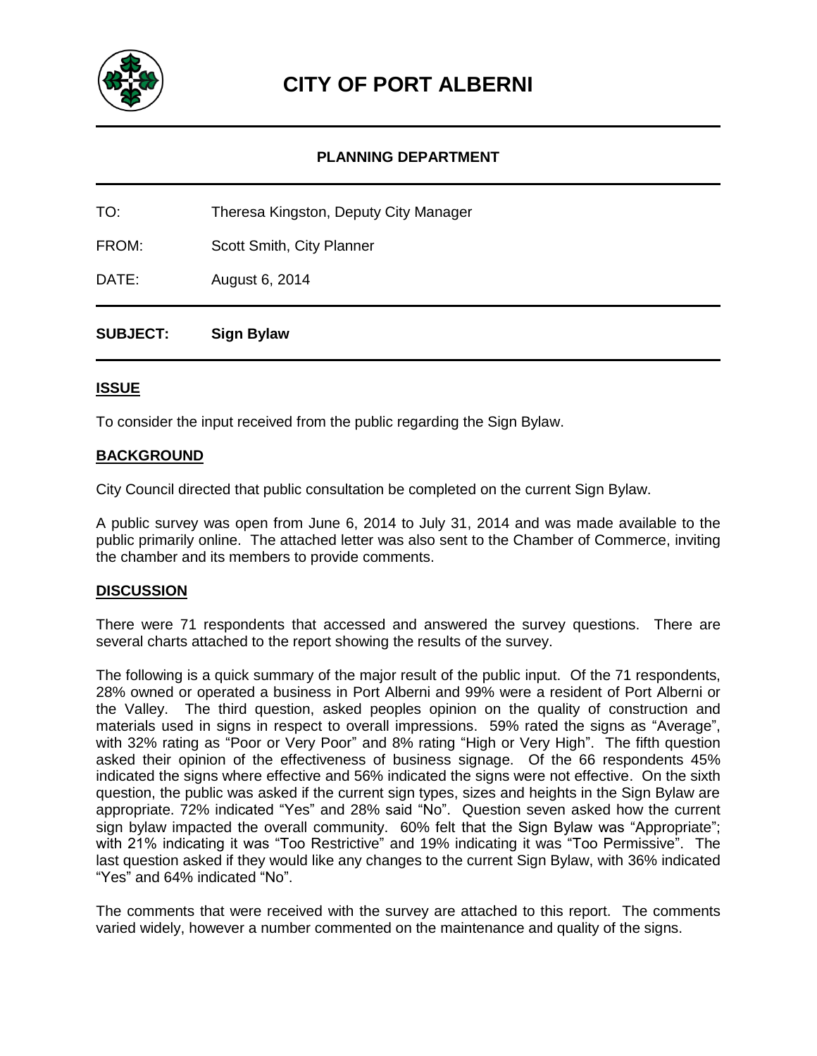# CITY OF PORT ALBERNI

## PLANNING DEPARTMENT

TO: Theresa Kingston, Deputy City Manager

FROM: Scott Smith, City Planner

DATE: August 6, 2014

**SUBJECT: Sign Bylaw**

### ISSUE

To consider the input received from the public regarding the Sign Bylaw.

### BACKGROUND

City Council directed that public consultation be completed on the current Sign Bylaw.

A public survey was open from June 6, 2014 to July 31, 2014 and was made available to the public primarily online. The attached letter was also sent to the Chamber of Commerce, inviting the chamber and its members to provide comments.

### DISCUSSION

There were 71 respondents that accessed and answered the survey questions. There are several charts attached to the report showing the results of the survey.

The following is a quick summary of the major result of the public input. Of the 71 respondents, 28% owned or operated a business in Port Alberni and 99% were a resident of Port Alberni or the Valley. The third question, asked peoples opinion on the quality of construction and materials used in signs in respect to overall impressions. 59% rated the signs as "Average", with 32% rating as "Poor or Very Poor" and 8% rating "High or Very High". The fifth question asked their opinion of the effectiveness of business signage. Of the 66 respondents 45% indicated the signs where effective and 56% indicated the signs were not effective. On the sixth question, the public was asked if the current sign types, sizes and heights in the Sign Bylaw are appropriate. 72% indicated "Yes" and 28% said "No". Question seven asked how the current sign bylaw impacted the overall community. 60% felt that the Sign Bylaw was "Appropriate"; with 21% indicating it was "Too Restrictive" and 19% indicating it was "Too Permissive". The last question asked if they would like any changes to the current Sign Bylaw, with 36% indicated "Yes" and 64% indicated "No".

The comments that were received with the survey are attached to this report. The comments varied widely, however a number commented on the maintenance and quality of the signs.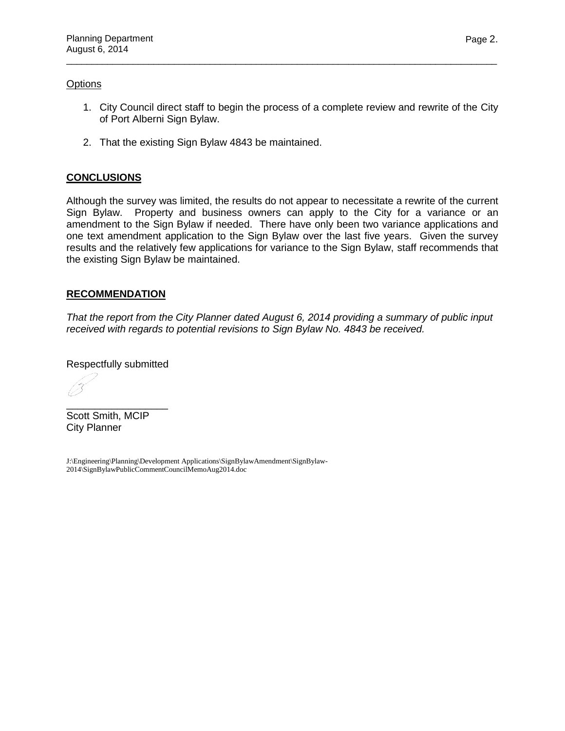Options

1. City Council direct staff to begin the process of a complete review and rewrite of the City of Port Alberni Sign Bylaw.

2. That the existing Sign Bylaw 4843 be maintained.

## CONCLUSIONS

Although the survey was limited, the results do not appear to necessitate a rewrite of the current Sign Bylaw. Property and business owners can apply to the City for a variance or an amendment to the Sign Bylaw if needed. There have only been two variance applications and one text amendment application to the Sign Bylaw over the last five years. Given the survey results and the relatively few applications for variance to the Sign Bylaw, staff recommends that the existing Sign Bylaw be maintained.

## RECOMMENDATION

*That the report from the City Planner dated August 6, 2014 providing a summary of public input received with regards to potential revisions to Sign Bylaw No. 4843 be received.*

Respectfully submitted

\_\_\_\_\_\_\_\_\_\_\_\_\_\_\_\_\_\_

Scott Smith, MCIP
City Planner

J:\Engineering\Planning\Development Applications\SignBylawAmendment\SignBylaw-2014\SignBylawPublicCommentCouncilMemoAug2014.doc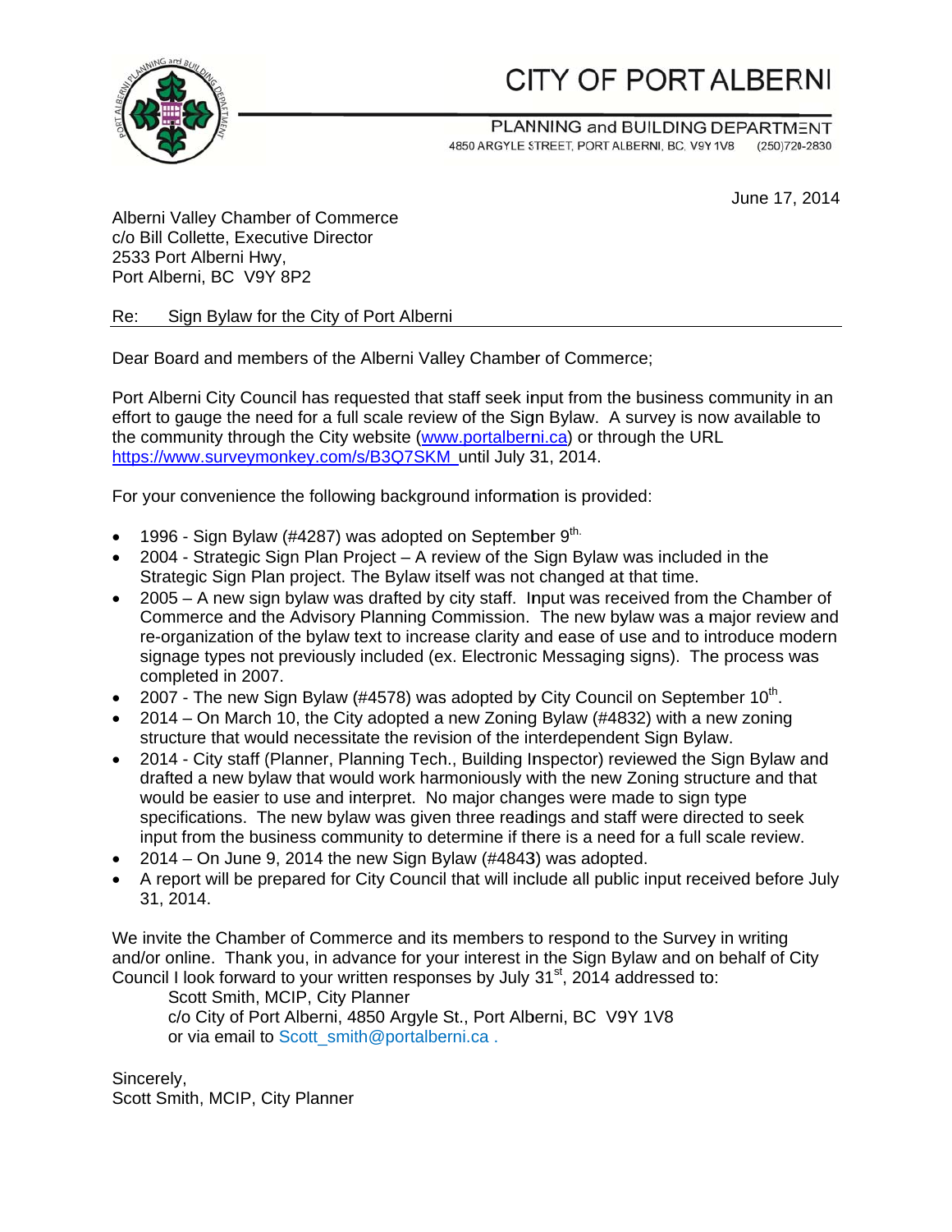# CITY OF PORT ALBERNI

PLANNING and BUILDING DEPARTMENT
4850 ARGYLE STREET, PORT ALBERNI, BC, V9Y 1V8 (250)720-2830

June 17, 2014

Alberni Valley Chamber of Commerce
c/o Bill Collette, Executive Director
2533 Port Alberni Hwy,
Port Alberni, BC V9Y 8P2

Re: Sign Bylaw for the City of Port Alberni

Dear Board and members of the Alberni Valley Chamber of Commerce;

Port Alberni City Council has requested that staff seek input from the business community in an effort to gauge the need for a full scale review of the Sign Bylaw. A survey is now available to the community through the City website (www.portalberni.ca) or through the URL https://www.surveymonkey.com/s/B3Q7SKM until July 31, 2014.

For your convenience the following background information is provided:

- 1996 - Sign Bylaw (#4287) was adopted on September 9th.
- 2004 - Strategic Sign Plan Project – A review of the Sign Bylaw was included in the Strategic Sign Plan project. The Bylaw itself was not changed at that time.
- 2005 – A new sign bylaw was drafted by city staff. Input was received from the Chamber of Commerce and the Advisory Planning Commission. The new bylaw was a major review and re-organization of the bylaw text to increase clarity and ease of use and to introduce modern signage types not previously included (ex. Electronic Messaging signs). The process was completed in 2007.
- 2007 - The new Sign Bylaw (#4578) was adopted by City Council on September 10th.
- 2014 – On March 10, the City adopted a new Zoning Bylaw (#4832) with a new zoning structure that would necessitate the revision of the interdependent Sign Bylaw.
- 2014 - City staff (Planner, Planning Tech., Building Inspector) reviewed the Sign Bylaw and drafted a new bylaw that would work harmoniously with the new Zoning structure and that would be easier to use and interpret. No major changes were made to sign type specifications. The new bylaw was given three readings and staff were directed to seek input from the business community to determine if there is a need for a full scale review.
- 2014 – On June 9, 2014 the new Sign Bylaw (#4843) was adopted.
- A report will be prepared for City Council that will include all public input received before July 31, 2014.

We invite the Chamber of Commerce and its members to respond to the Survey in writing and/or online. Thank you, in advance for your interest in the Sign Bylaw and on behalf of City Council I look forward to your written responses by July 31st, 2014 addressed to:

Scott Smith, MCIP, City Planner
c/o City of Port Alberni, 4850 Argyle St., Port Alberni, BC V9Y 1V8
or via email to Scott_smith@portalberni.ca .

Sincerely,
Scott Smith, MCIP, City Planner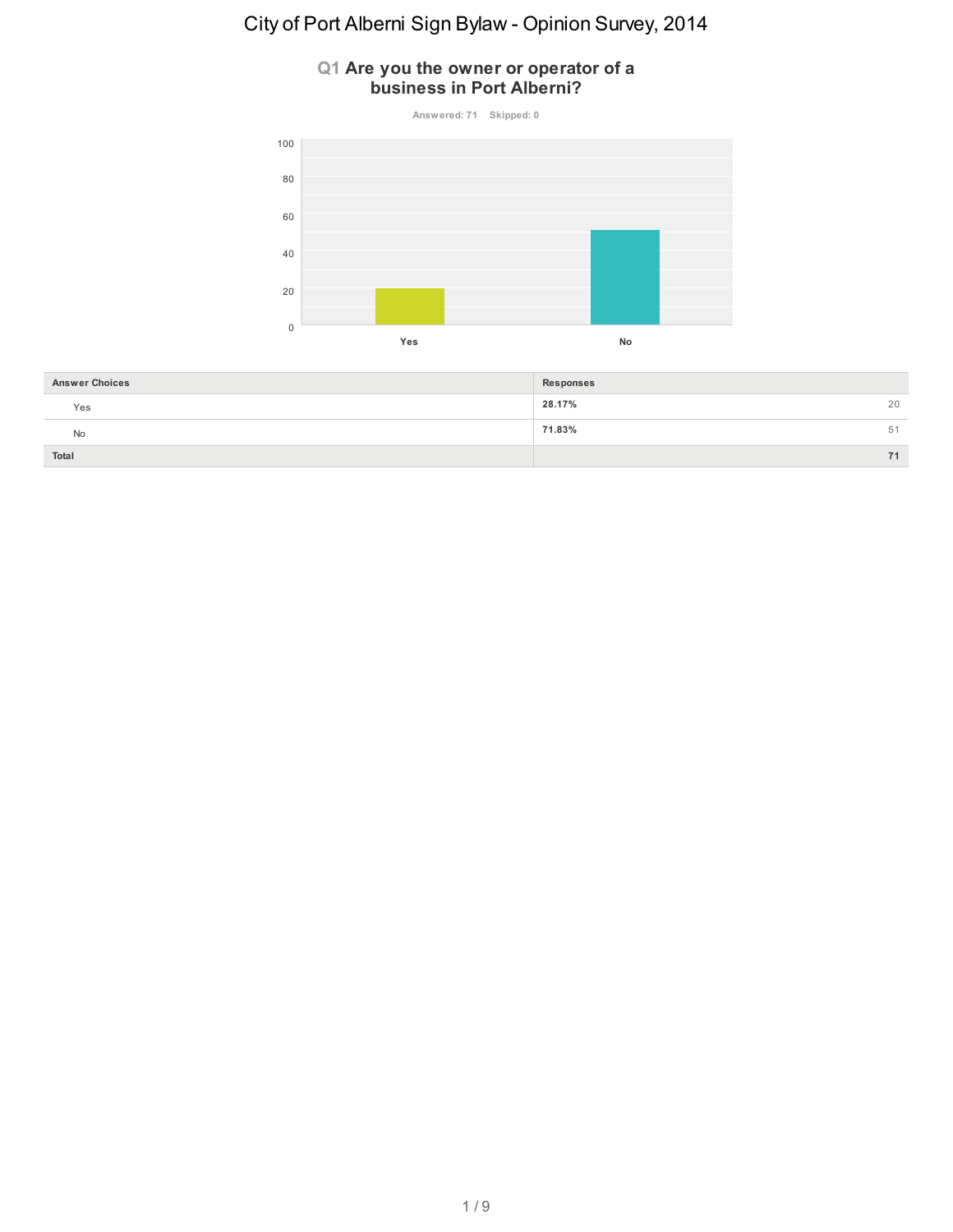# City of Port Alberni Sign Bylaw - Opinion Survey, 2014

## Q1 Are you the owner or operator of a business in Port Alberni?

Answered: 71 Skipped: 0

| Answer Choices | Responses | |
|---|---|---|
| Yes | **28.17%** | 20 |
| No | **71.83%** | 51 |
| **Total** | | **71** |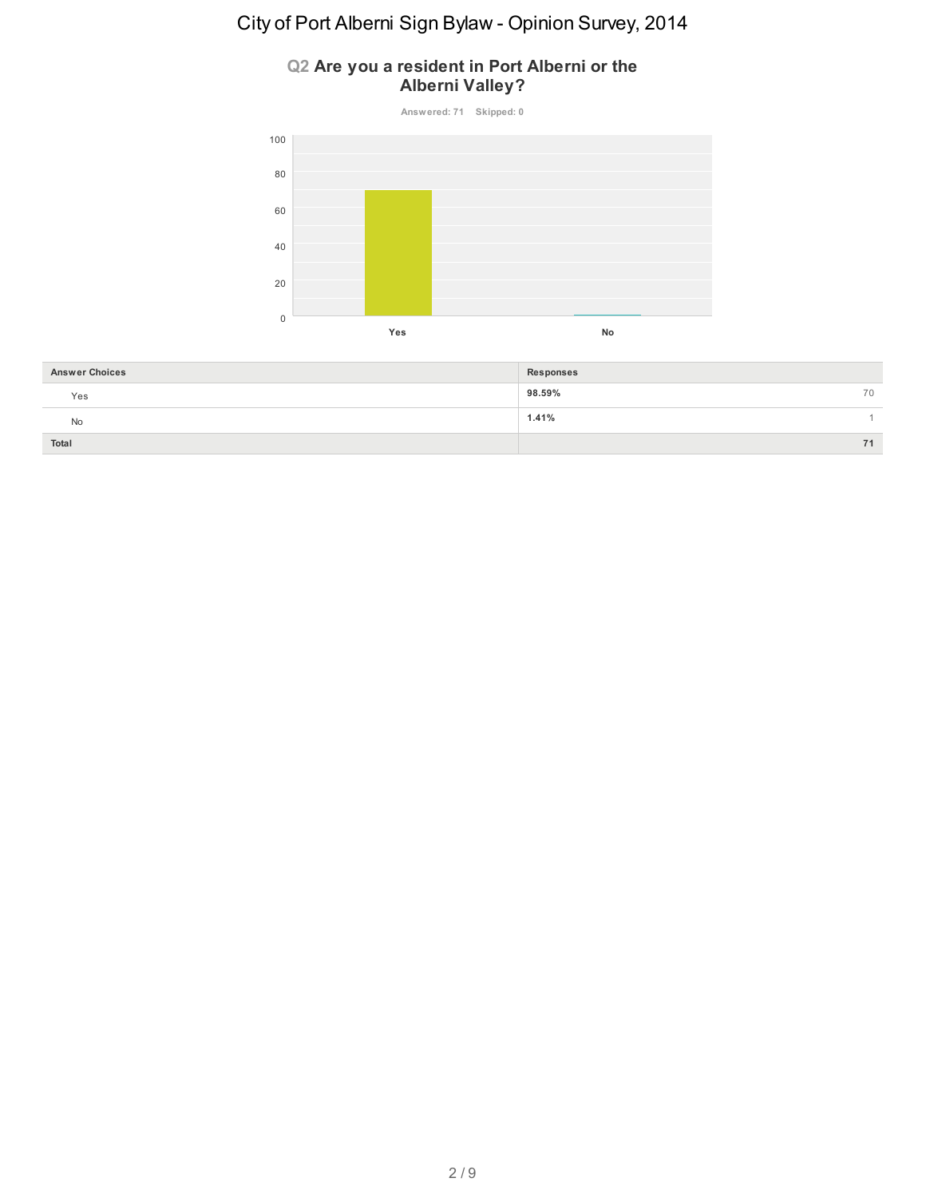# City of Port Alberni Sign Bylaw - Opinion Survey, 2014

## Q2 Are you a resident in Port Alberni or the Alberni Valley?

Answered: 71 Skipped: 0

| Answer Choices | Responses | |
|---|---|---|
| Yes | 98.59% | 70 |
| No | 1.41% | 1 |
| **Total** | | **71** |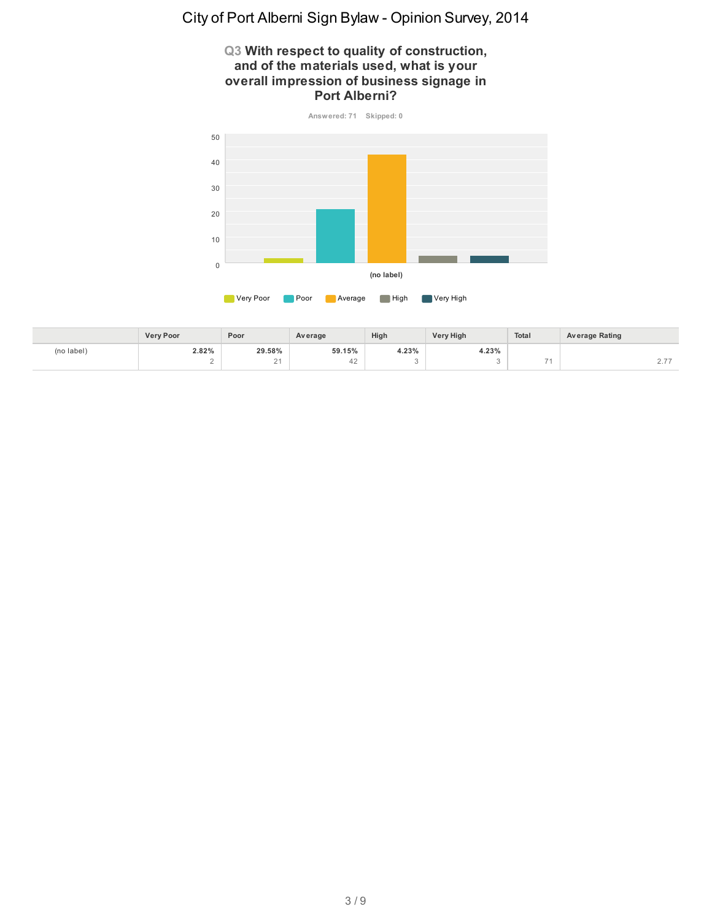# City of Port Alberni Sign Bylaw - Opinion Survey, 2014

## Q3 With respect to quality of construction, and of the materials used, what is your overall impression of business signage in Port Alberni?

Answered: 71 Skipped: 0

| | Very Poor | Poor | Average | High | Very High | Total | Average Rating |
|---|---|---|---|---|---|---|---|
| (no label) | **2.82%** 2 | **29.58%** 21 | **59.15%** 42 | **4.23%** 3 | **4.23%** 3 | 71 | 2.77 |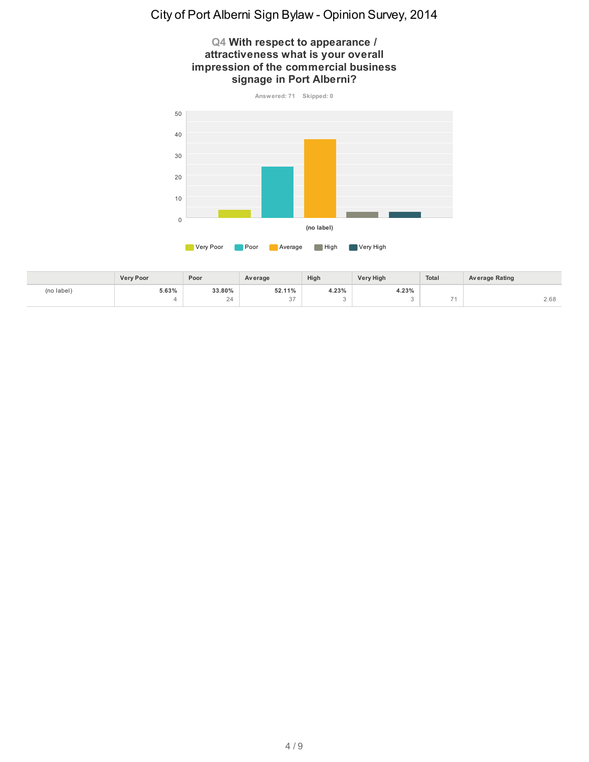# City of Port Alberni Sign Bylaw - Opinion Survey, 2014

## Q4 With respect to appearance / attractiveness what is your overall impression of the commercial business signage in Port Alberni?

Answered: 71 Skipped: 0

| | Very Poor | Poor | Average | High | Very High | Total | Average Rating |
|---|---|---|---|---|---|---|---|
| (no label) | **5.63%**<br>4 | **33.80%**<br>24 | **52.11%**<br>37 | **4.23%**<br>3 | **4.23%**<br>3 | 71 | 2.68 |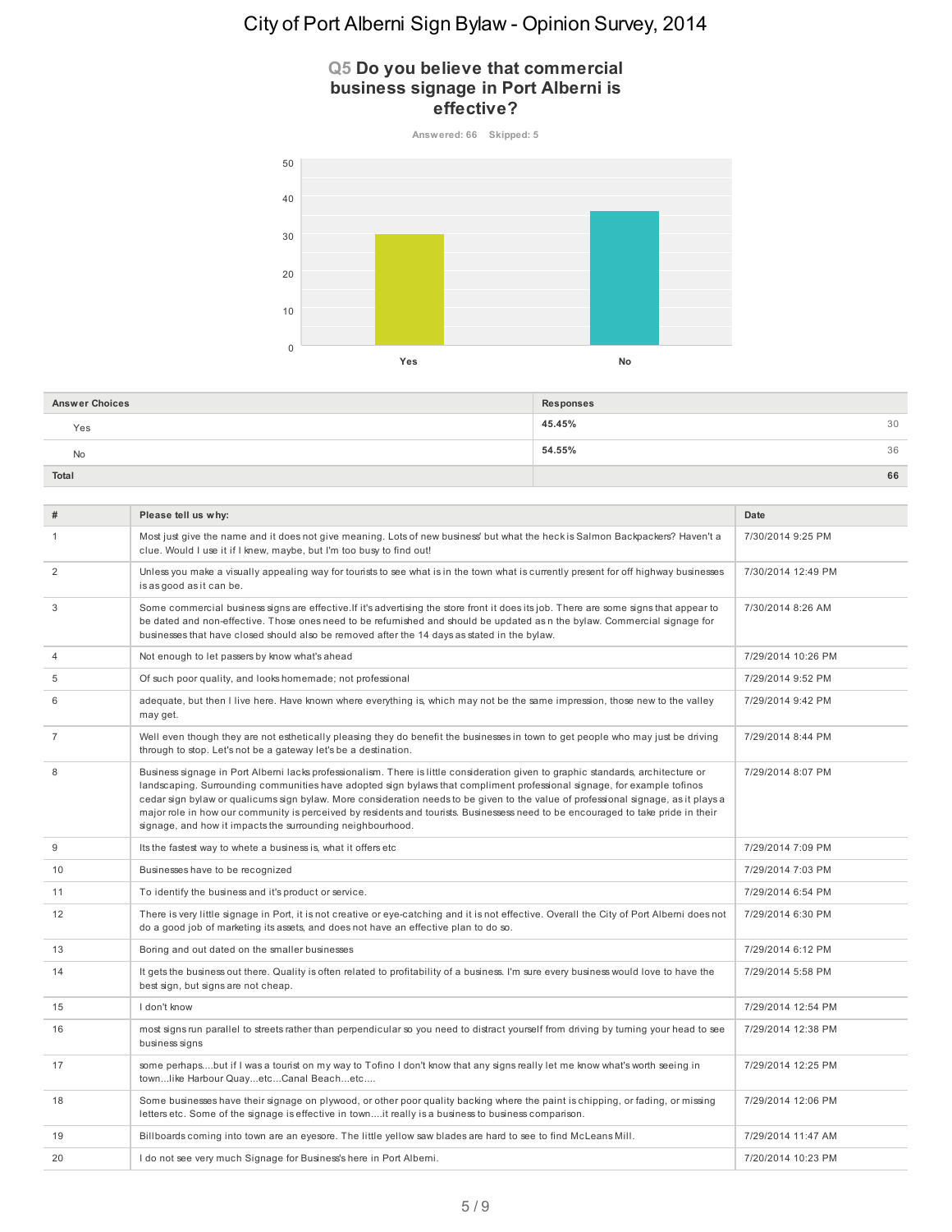# City of Port Alberni Sign Bylaw - Opinion Survey, 2014

## Q5 Do you believe that commercial business signage in Port Alberni is effective?

Answered: 66 Skipped: 5

| Answer Choices | Responses | |
|---|---|---|
| Yes | 45.45% | 30 |
| No | 54.55% | 36 |
| **Total** | | **66** |

| # | Please tell us why: | Date |
|---|---|---|
| 1 | Most just give the name and it does not give meaning. Lots of new business' but what the heck is Salmon Backpackers? Haven't a clue. Would I use it if I knew, maybe, but I'm too busy to find out! | 7/30/2014 9:25 PM |
| 2 | Unless you make a visually appealing way for tourists to see what is in the town what is currently present for off highway businesses is as good as it can be. | 7/30/2014 12:49 PM |
| 3 | Some commercial business signs are effective.If it's advertising the store front it does its job. There are some signs that appear to be dated and non-effective. Those ones need to be refurnished and should be updated as n the bylaw. Commercial signage for businesses that have closed should also be removed after the 14 days as stated in the bylaw. | 7/30/2014 8:26 AM |
| 4 | Not enough to let passers by know what's ahead | 7/29/2014 10:26 PM |
| 5 | Of such poor quality, and looks homemade; not professional | 7/29/2014 9:52 PM |
| 6 | adequate, but then I live here. Have known where everything is, which may not be the same impression, those new to the valley may get. | 7/29/2014 9:42 PM |
| 7 | Well even though they are not esthetically pleasing they do benefit the businesses in town to get people who may just be driving through to stop. Let's not be a gateway let's be a destination. | 7/29/2014 8:44 PM |
| 8 | Business signage in Port Alberni lacks professionalism. There is little consideration given to graphic standards, architecture or landscaping. Surrounding communities have adopted sign bylaws that compliment professional signage, for example tofinos cedar sign bylaw or qualicums sign bylaw. More consideration needs to be given to the value of professional signage, as it plays a major role in how our community is perceived by residents and tourists. Businessess need to be encouraged to take pride in their signage, and how it impacts the surrounding neighbourhood. | 7/29/2014 8:07 PM |
| 9 | Its the fastest way to whete a business is, what it offers etc | 7/29/2014 7:09 PM |
| 10 | Businesses have to be recognized | 7/29/2014 7:03 PM |
| 11 | To identify the business and it's product or service. | 7/29/2014 6:54 PM |
| 12 | There is very little signage in Port, it is not creative or eye-catching and it is not effective. Overall the City of Port Alberni does not do a good job of marketing its assets, and does not have an effective plan to do so. | 7/29/2014 6:30 PM |
| 13 | Boring and out dated on the smaller businesses | 7/29/2014 6:12 PM |
| 14 | It gets the business out there. Quality is often related to profitability of a business. I'm sure every business would love to have the best sign, but signs are not cheap. | 7/29/2014 5:58 PM |
| 15 | I don't know | 7/29/2014 12:54 PM |
| 16 | most signs run parallel to streets rather than perpendicular so you need to distract yourself from driving by turning your head to see business signs | 7/29/2014 12:38 PM |
| 17 | some perhaps....but if I was a tourist on my way to Tofino I don't know that any signs really let me know what's worth seeing in town...like Harbour Quay...etc...Canal Beach...etc.... | 7/29/2014 12:25 PM |
| 18 | Some businesses have their signage on plywood, or other poor quality backing where the paint is chipping, or fading, or missing letters etc. Some of the signage is effective in town....it really is a business to business comparison. | 7/29/2014 12:06 PM |
| 19 | Billboards coming into town are an eyesore. The little yellow saw blades are hard to see to find McLeans Mill. | 7/29/2014 11:47 AM |
| 20 | I do not see very much Signage for Business's here in Port Alberni. | 7/20/2014 10:23 PM |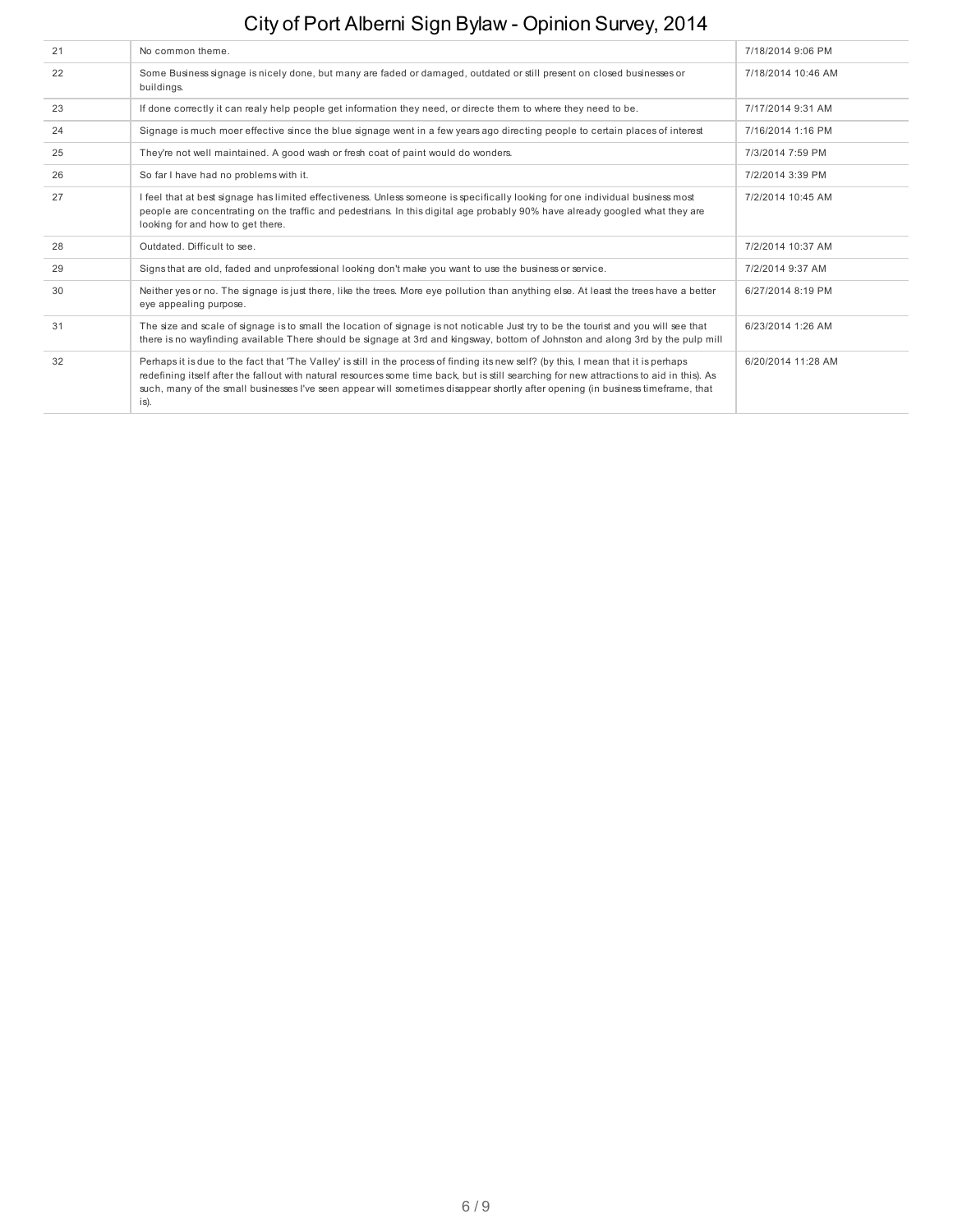| 21 | No common theme. | 7/18/2014 9:06 PM |
|---|---|---|
| 22 | Some Business signage is nicely done, but many are faded or damaged, outdated or still present on closed businesses or buildings. | 7/18/2014 10:46 AM |
| 23 | If done correctly it can realy help people get information they need, or directe them to where they need to be. | 7/17/2014 9:31 AM |
| 24 | Signage is much moer effective since the blue signage went in a few years ago directing people to certain places of interest | 7/16/2014 1:16 PM |
| 25 | They're not well maintained. A good wash or fresh coat of paint would do wonders. | 7/3/2014 7:59 PM |
| 26 | So far I have had no problems with it. | 7/2/2014 3:39 PM |
| 27 | I feel that at best signage has limited effectiveness. Unless someone is specifically looking for one individual business most people are concentrating on the traffic and pedestrians. In this digital age probably 90% have already googled what they are looking for and how to get there. | 7/2/2014 10:45 AM |
| 28 | Outdated. Difficult to see. | 7/2/2014 10:37 AM |
| 29 | Signs that are old, faded and unprofessional looking don't make you want to use the business or service. | 7/2/2014 9:37 AM |
| 30 | Neither yes or no. The signage is just there, like the trees. More eye pollution than anything else. At least the trees have a better eye appealing purpose. | 6/27/2014 8:19 PM |
| 31 | The size and scale of signage is to small the location of signage is not noticable Just try to be the tourist and you will see that there is no wayfinding available There should be signage at 3rd and kingsway, bottom of Johnston and along 3rd by the pulp mill | 6/23/2014 1:26 AM |
| 32 | Perhaps it is due to the fact that 'The Valley' is still in the process of finding its new self? (by this, I mean that it is perhaps redefining itself after the fallout with natural resources some time back, but is still searching for new attractions to aid in this). As such, many of the small businesses I've seen appear will sometimes disappear shortly after opening (in business timeframe, that is). | 6/20/2014 11:28 AM |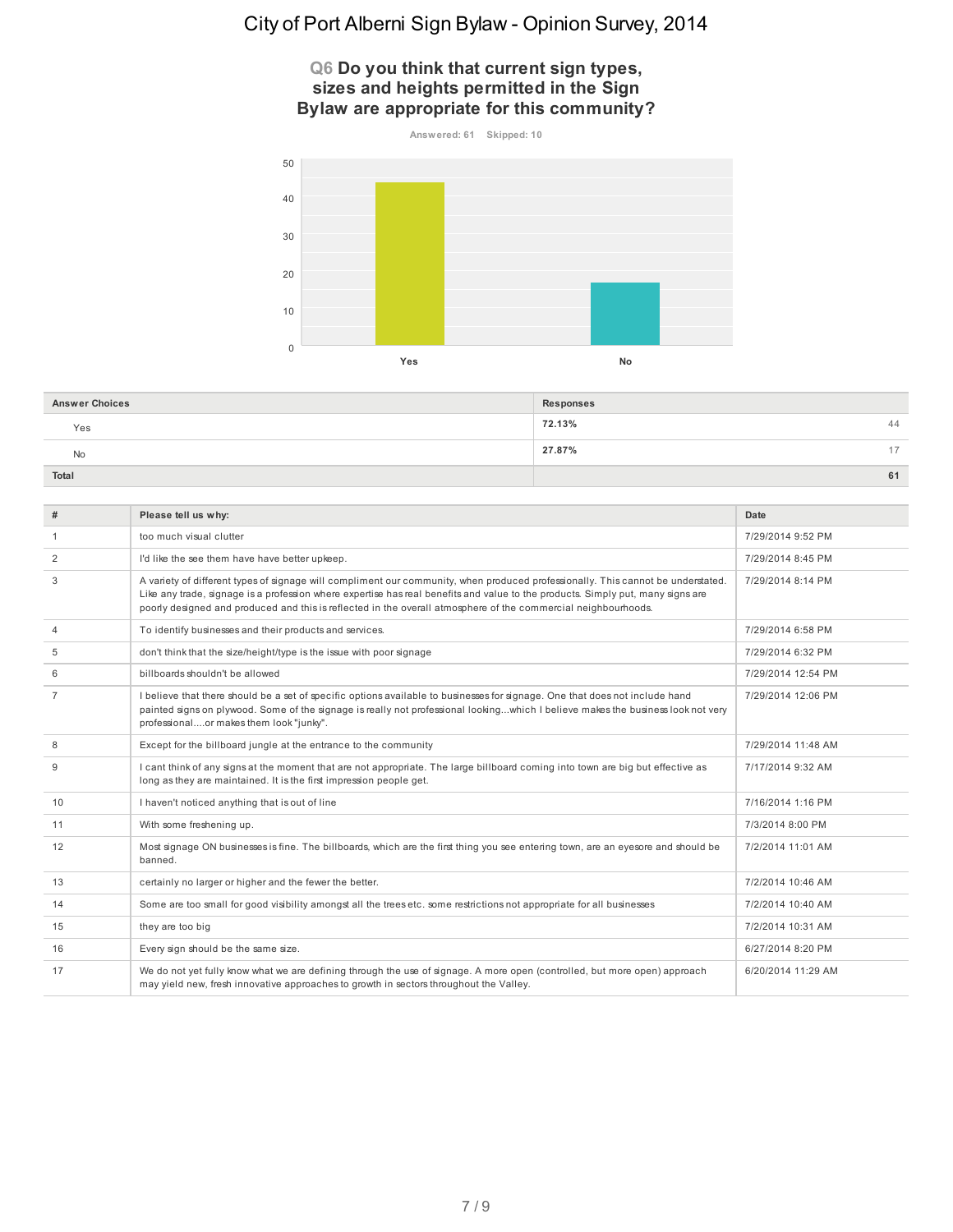# City of Port Alberni Sign Bylaw - Opinion Survey, 2014

## Q6 Do you think that current sign types, sizes and heights permitted in the Sign Bylaw are appropriate for this community?

Answered: 61 Skipped: 10

| Answer Choices | Responses | |
|---|---|---|
| Yes | 72.13% | 44 |
| No | 27.87% | 17 |
| **Total** | | **61** |

| # | Please tell us why: | Date |
|---|---|---|
| 1 | too much visual clutter | 7/29/2014 9:52 PM |
| 2 | I'd like the see them have have better upkeep. | 7/29/2014 8:45 PM |
| 3 | A variety of different types of signage will compliment our community, when produced professionally. This cannot be understated. Like any trade, signage is a profession where expertise has real benefits and value to the products. Simply put, many signs are poorly designed and produced and this is reflected in the overall atmosphere of the commercial neighbourhoods. | 7/29/2014 8:14 PM |
| 4 | To identify businesses and their products and services. | 7/29/2014 6:58 PM |
| 5 | don't think that the size/height/type is the issue with poor signage | 7/29/2014 6:32 PM |
| 6 | billboards shouldn't be allowed | 7/29/2014 12:54 PM |
| 7 | I believe that there should be a set of specific options available to businesses for signage. One that does not include hand painted signs on plywood. Some of the signage is really not professional looking...which I believe makes the business look not very professional....or makes them look "junky". | 7/29/2014 12:06 PM |
| 8 | Except for the billboard jungle at the entrance to the community | 7/29/2014 11:48 AM |
| 9 | I cant think of any signs at the moment that are not appropriate. The large billboard coming into town are big but effective as long as they are maintained. It is the first impression people get. | 7/17/2014 9:32 AM |
| 10 | I haven't noticed anything that is out of line | 7/16/2014 1:16 PM |
| 11 | With some freshening up. | 7/3/2014 8:00 PM |
| 12 | Most signage ON businesses is fine. The billboards, which are the first thing you see entering town, are an eyesore and should be banned. | 7/2/2014 11:01 AM |
| 13 | certainly no larger or higher and the fewer the better. | 7/2/2014 10:46 AM |
| 14 | Some are too small for good visibility amongst all the trees etc. some restrictions not appropriate for all businesses | 7/2/2014 10:40 AM |
| 15 | they are too big | 7/2/2014 10:31 AM |
| 16 | Every sign should be the same size. | 6/27/2014 8:20 PM |
| 17 | We do not yet fully know what we are defining through the use of signage. A more open (controlled, but more open) approach may yield new, fresh innovative approaches to growth in sectors throughout the Valley. | 6/20/2014 11:29 AM |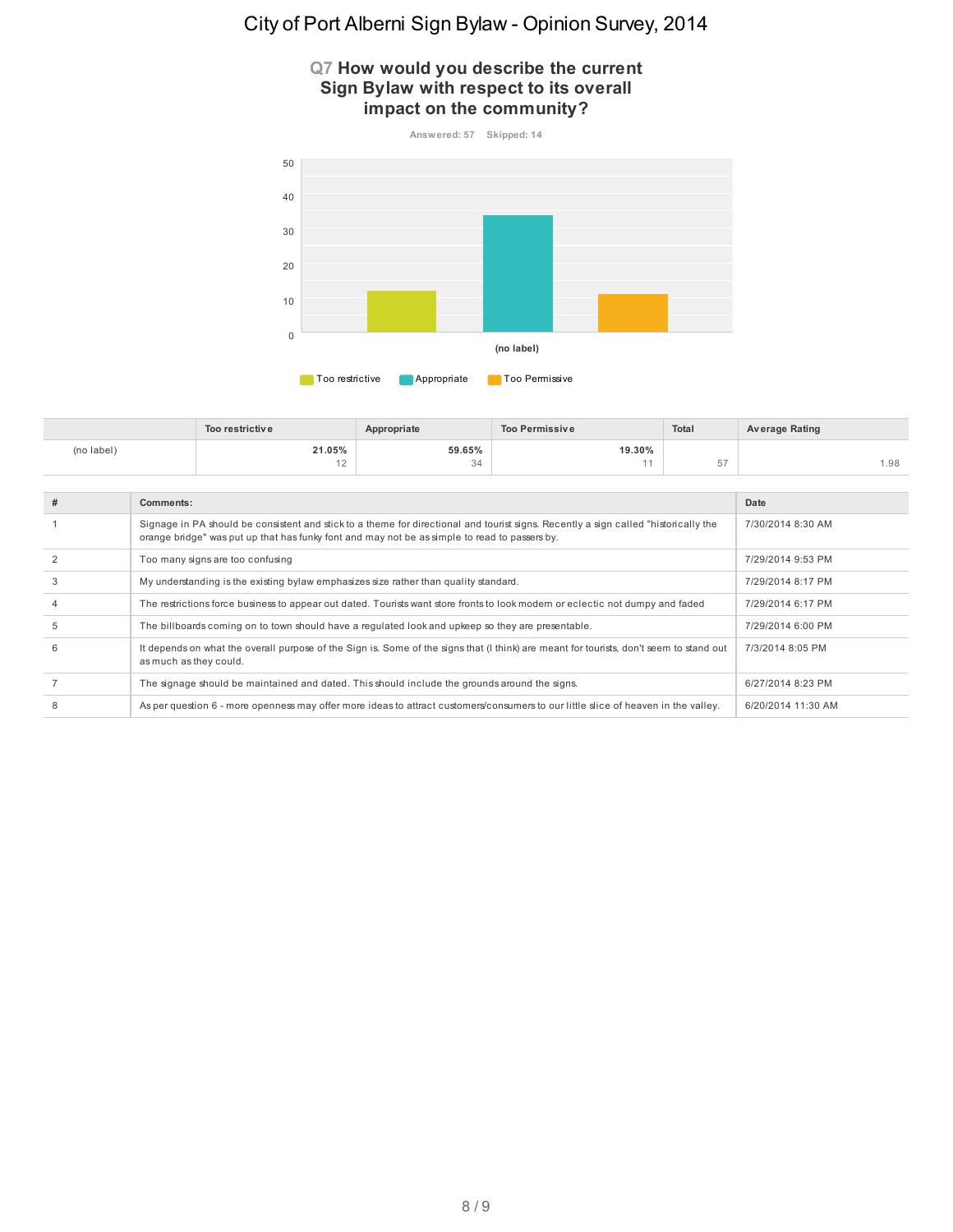# City of Port Alberni Sign Bylaw - Opinion Survey, 2014

## Q7 How would you describe the current Sign Bylaw with respect to its overall impact on the community?

Answered: 57 Skipped: 14

|  | Too restrictive | Appropriate | Too Permissive | Total | Average Rating |
|---|---|---|---|---|---|
| (no label) | 21.05% 12 | 59.65% 34 | 19.30% 11 | 57 | 1.98 |

| # | Comments: | Date |
|---|---|---|
| 1 | Signage in PA should be consistent and stick to a theme for directional and tourist signs. Recently a sign called "historically the orange bridge" was put up that has funky font and may not be as simple to read to passers by. | 7/30/2014 8:30 AM |
| 2 | Too many signs are too confusing | 7/29/2014 9:53 PM |
| 3 | My understanding is the existing bylaw emphasizes size rather than quality standard. | 7/29/2014 8:17 PM |
| 4 | The restrictions force business to appear out dated. Tourists want store fronts to look modern or eclectic not dumpy and faded | 7/29/2014 6:17 PM |
| 5 | The billboards coming on to town should have a regulated look and upkeep so they are presentable. | 7/29/2014 6:00 PM |
| 6 | It depends on what the overall purpose of the Sign is. Some of the signs that (I think) are meant for tourists, don't seem to stand out as much as they could. | 7/3/2014 8:05 PM |
| 7 | The signage should be maintained and dated. This should include the grounds around the signs. | 6/27/2014 8:23 PM |
| 8 | As per question 6 - more openness may offer more ideas to attract customers/consumers to our little slice of heaven in the valley. | 6/20/2014 11:30 AM |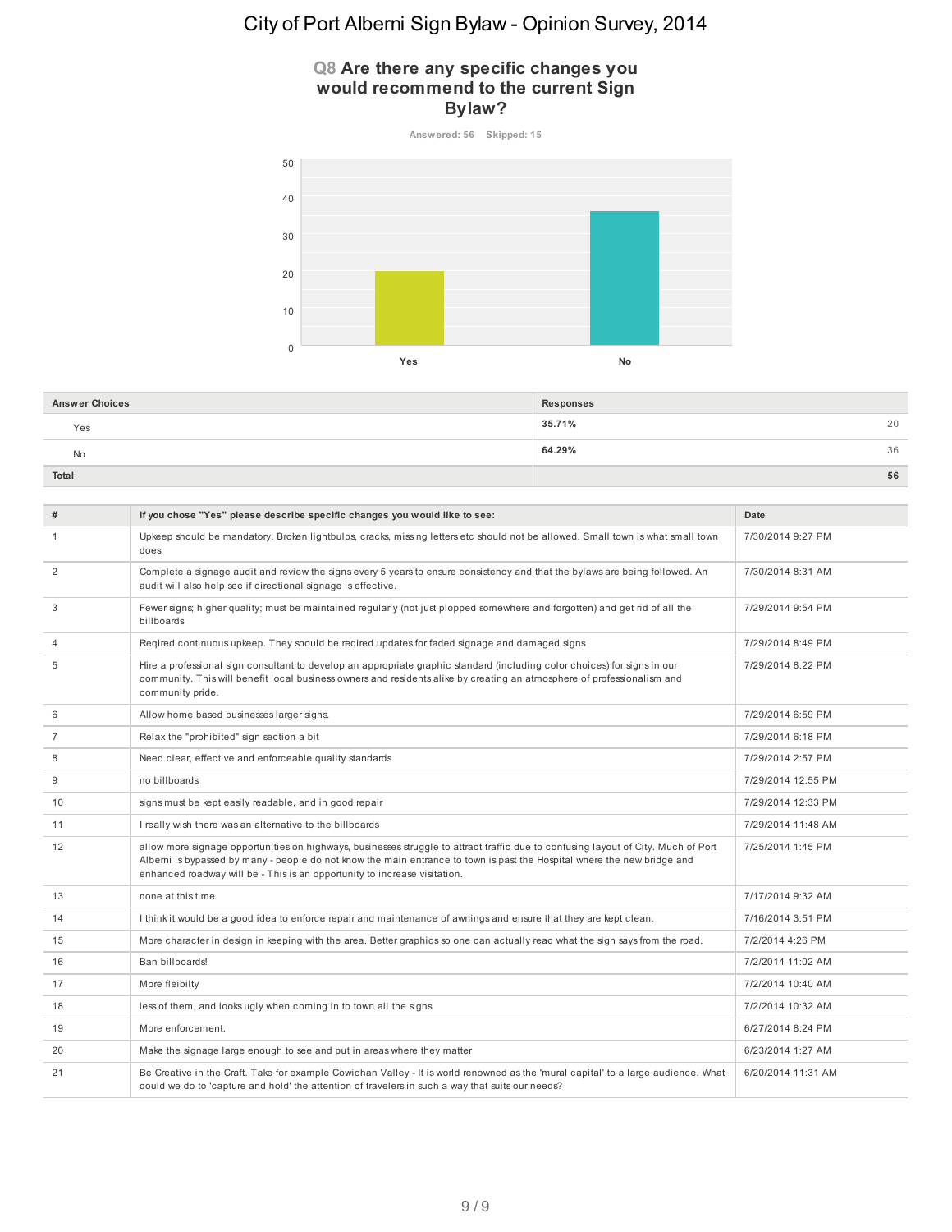# City of Port Alberni Sign Bylaw - Opinion Survey, 2014

## Q8 Are there any specific changes you would recommend to the current Sign Bylaw?

Answered: 56 Skipped: 15

50
40
30
20
10
0
Yes
No

| Answer Choices | Responses | |
|---|---|---|
| Yes | 35.71% | 20 |
| No | 64.29% | 36 |
| **Total** | | **56** |

| # | If you chose "Yes" please describe specific changes you would like to see: | Date |
|---|---|---|
| 1 | Upkeep should be mandatory. Broken lightbulbs, cracks, missing letters etc should not be allowed. Small town is what small town does. | 7/30/2014 9:27 PM |
| 2 | Complete a signage audit and review the signs every 5 years to ensure consistency and that the bylaws are being followed. An audit will also help see if directional signage is effective. | 7/30/2014 8:31 AM |
| 3 | Fewer signs; higher quality; must be maintained regularly (not just plopped somewhere and forgotten) and get rid of all the billboards | 7/29/2014 9:54 PM |
| 4 | Reqired continuous upkeep. They should be reqired updates for faded signage and damaged signs | 7/29/2014 8:49 PM |
| 5 | Hire a professional sign consultant to develop an appropriate graphic standard (including color choices) for signs in our community. This will benefit local business owners and residents alike by creating an atmosphere of professionalism and community pride. | 7/29/2014 8:22 PM |
| 6 | Allow home based businesses larger signs. | 7/29/2014 6:59 PM |
| 7 | Relax the "prohibited" sign section a bit | 7/29/2014 6:18 PM |
| 8 | Need clear, effective and enforceable quality standards | 7/29/2014 2:57 PM |
| 9 | no billboards | 7/29/2014 12:55 PM |
| 10 | signs must be kept easily readable, and in good repair | 7/29/2014 12:33 PM |
| 11 | I really wish there was an alternative to the billboards | 7/29/2014 11:48 AM |
| 12 | allow more signage opportunities on highways, businesses struggle to attract traffic due to confusing layout of City. Much of Port Alberni is bypassed by many - people do not know the main entrance to town is past the Hospital where the new bridge and enhanced roadway will be - This is an opportunity to increase visitation. | 7/25/2014 1:45 PM |
| 13 | none at this time | 7/17/2014 9:32 AM |
| 14 | I think it would be a good idea to enforce repair and maintenance of awnings and ensure that they are kept clean. | 7/16/2014 3:51 PM |
| 15 | More character in design in keeping with the area. Better graphics so one can actually read what the sign says from the road. | 7/2/2014 4:26 PM |
| 16 | Ban billboards! | 7/2/2014 11:02 AM |
| 17 | More fleibilty | 7/2/2014 10:40 AM |
| 18 | less of them, and looks ugly when coming in to town all the signs | 7/2/2014 10:32 AM |
| 19 | More enforcement. | 6/27/2014 8:24 PM |
| 20 | Make the signage large enough to see and put in areas where they matter | 6/23/2014 1:27 AM |
| 21 | Be Creative in the Craft. Take for example Cowichan Valley - It is world renowned as the 'mural capital' to a large audience. What could we do to 'capture and hold' the attention of travelers in such a way that suits our needs? | 6/20/2014 11:31 AM |